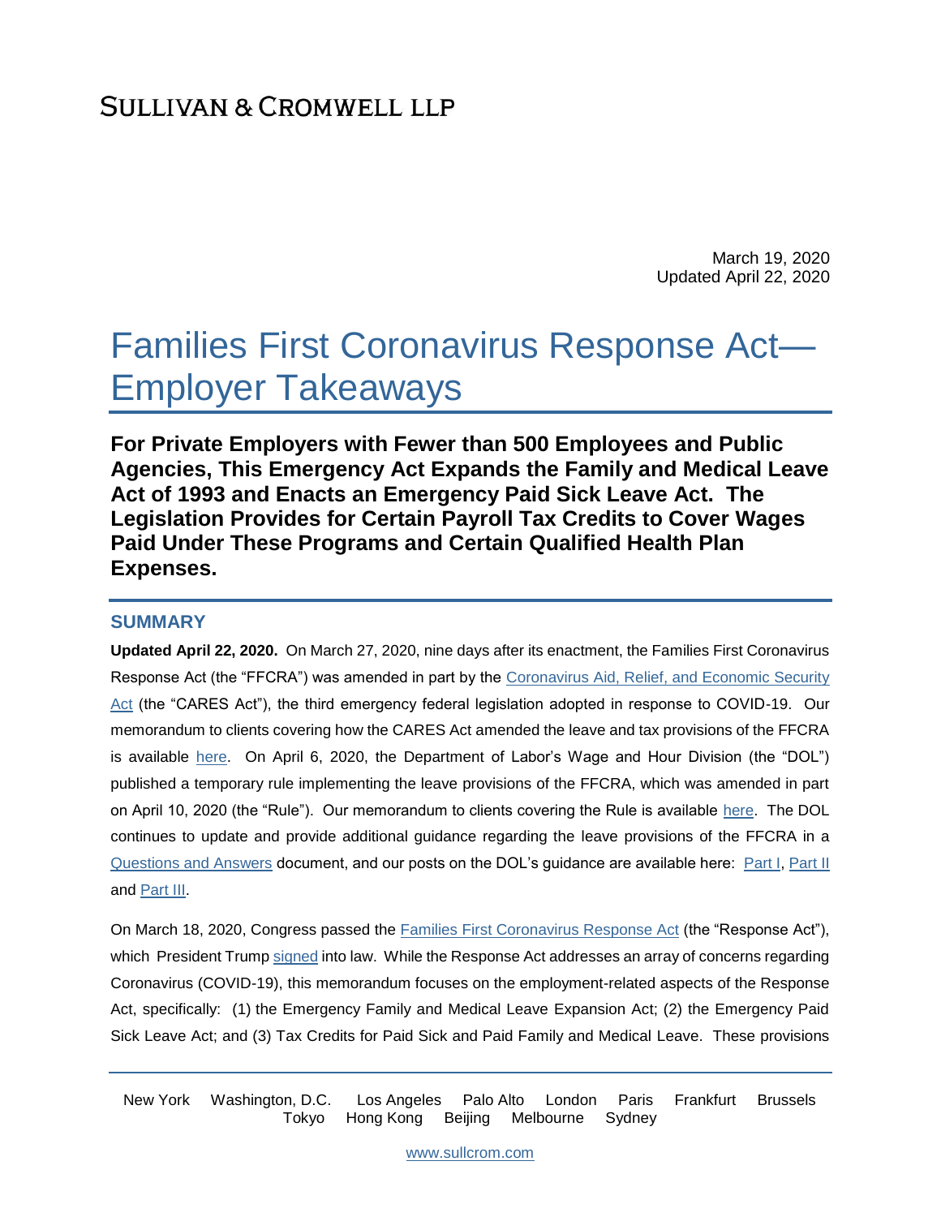SULLIVAN & CROMWELL LLP

March 19, 2020
Updated April 22, 2020

# Families First Coronavirus Response Act—Employer Takeaways

**For Private Employers with Fewer than 500 Employees and Public Agencies, This Emergency Act Expands the Family and Medical Leave Act of 1993 and Enacts an Emergency Paid Sick Leave Act. The Legislation Provides for Certain Payroll Tax Credits to Cover Wages Paid Under These Programs and Certain Qualified Health Plan Expenses.**

## SUMMARY

**Updated April 22, 2020.** On March 27, 2020, nine days after its enactment, the Families First Coronavirus Response Act (the "FFCRA") was amended in part by the Coronavirus Aid, Relief, and Economic Security Act (the "CARES Act"), the third emergency federal legislation adopted in response to COVID-19. Our memorandum to clients covering how the CARES Act amended the leave and tax provisions of the FFCRA is available here. On April 6, 2020, the Department of Labor's Wage and Hour Division (the "DOL") published a temporary rule implementing the leave provisions of the FFCRA, which was amended in part on April 10, 2020 (the "Rule"). Our memorandum to clients covering the Rule is available here. The DOL continues to update and provide additional guidance regarding the leave provisions of the FFCRA in a Questions and Answers document, and our posts on the DOL's guidance are available here: Part I, Part II and Part III.

On March 18, 2020, Congress passed the Families First Coronavirus Response Act (the "Response Act"), which President Trump signed into law. While the Response Act addresses an array of concerns regarding Coronavirus (COVID-19), this memorandum focuses on the employment-related aspects of the Response Act, specifically: (1) the Emergency Family and Medical Leave Expansion Act; (2) the Emergency Paid Sick Leave Act; and (3) Tax Credits for Paid Sick and Paid Family and Medical Leave. These provisions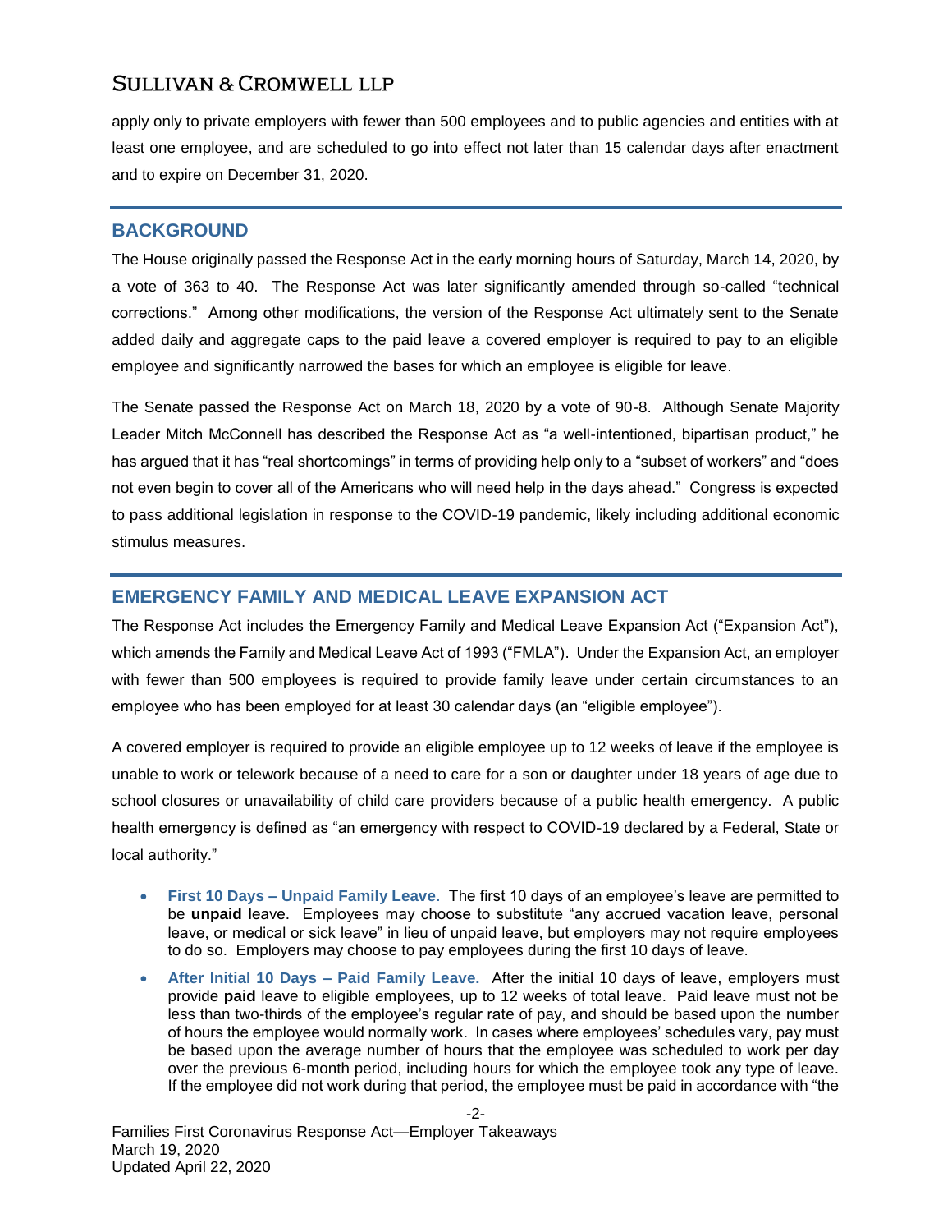apply only to private employers with fewer than 500 employees and to public agencies and entities with at least one employee, and are scheduled to go into effect not later than 15 calendar days after enactment and to expire on December 31, 2020.

## BACKGROUND

The House originally passed the Response Act in the early morning hours of Saturday, March 14, 2020, by a vote of 363 to 40. The Response Act was later significantly amended through so-called "technical corrections." Among other modifications, the version of the Response Act ultimately sent to the Senate added daily and aggregate caps to the paid leave a covered employer is required to pay to an eligible employee and significantly narrowed the bases for which an employee is eligible for leave.

The Senate passed the Response Act on March 18, 2020 by a vote of 90-8. Although Senate Majority Leader Mitch McConnell has described the Response Act as "a well-intentioned, bipartisan product," he has argued that it has "real shortcomings" in terms of providing help only to a "subset of workers" and "does not even begin to cover all of the Americans who will need help in the days ahead." Congress is expected to pass additional legislation in response to the COVID-19 pandemic, likely including additional economic stimulus measures.

## EMERGENCY FAMILY AND MEDICAL LEAVE EXPANSION ACT

The Response Act includes the Emergency Family and Medical Leave Expansion Act ("Expansion Act"), which amends the Family and Medical Leave Act of 1993 ("FMLA"). Under the Expansion Act, an employer with fewer than 500 employees is required to provide family leave under certain circumstances to an employee who has been employed for at least 30 calendar days (an "eligible employee").

A covered employer is required to provide an eligible employee up to 12 weeks of leave if the employee is unable to work or telework because of a need to care for a son or daughter under 18 years of age due to school closures or unavailability of child care providers because of a public health emergency. A public health emergency is defined as "an emergency with respect to COVID-19 declared by a Federal, State or local authority."

- **First 10 Days – Unpaid Family Leave.** The first 10 days of an employee's leave are permitted to be **unpaid** leave. Employees may choose to substitute "any accrued vacation leave, personal leave, or medical or sick leave" in lieu of unpaid leave, but employers may not require employees to do so. Employers may choose to pay employees during the first 10 days of leave.
- **After Initial 10 Days – Paid Family Leave.** After the initial 10 days of leave, employers must provide **paid** leave to eligible employees, up to 12 weeks of total leave. Paid leave must not be less than two-thirds of the employee's regular rate of pay, and should be based upon the number of hours the employee would normally work. In cases where employees' schedules vary, pay must be based upon the average number of hours that the employee was scheduled to work per day over the previous 6-month period, including hours for which the employee took any type of leave. If the employee did not work during that period, the employee must be paid in accordance with "the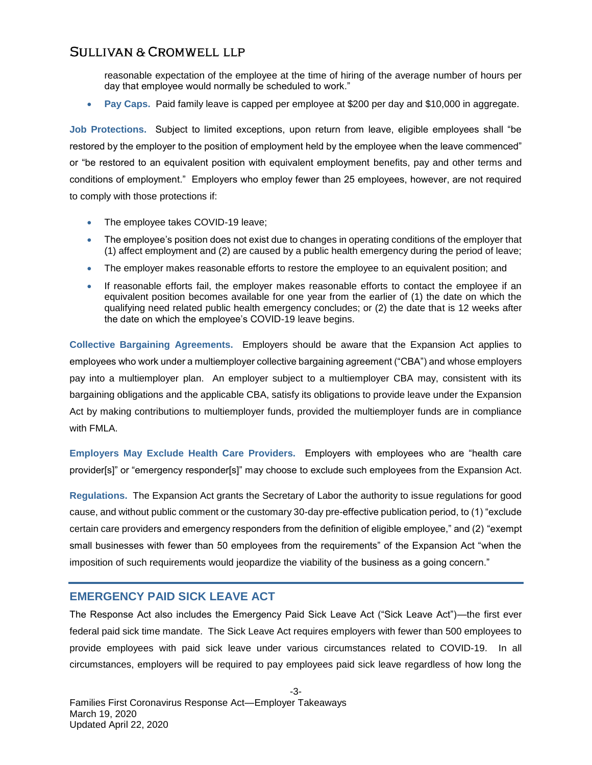reasonable expectation of the employee at the time of hiring of the average number of hours per day that employee would normally be scheduled to work."

- **Pay Caps.** Paid family leave is capped per employee at $200 per day and $10,000 in aggregate.

**Job Protections.** Subject to limited exceptions, upon return from leave, eligible employees shall "be restored by the employer to the position of employment held by the employee when the leave commenced" or "be restored to an equivalent position with equivalent employment benefits, pay and other terms and conditions of employment." Employers who employ fewer than 25 employees, however, are not required to comply with those protections if:

- The employee takes COVID-19 leave;
- The employee's position does not exist due to changes in operating conditions of the employer that (1) affect employment and (2) are caused by a public health emergency during the period of leave;
- The employer makes reasonable efforts to restore the employee to an equivalent position; and
- If reasonable efforts fail, the employer makes reasonable efforts to contact the employee if an equivalent position becomes available for one year from the earlier of (1) the date on which the qualifying need related public health emergency concludes; or (2) the date that is 12 weeks after the date on which the employee's COVID-19 leave begins.

**Collective Bargaining Agreements.** Employers should be aware that the Expansion Act applies to employees who work under a multiemployer collective bargaining agreement ("CBA") and whose employers pay into a multiemployer plan. An employer subject to a multiemployer CBA may, consistent with its bargaining obligations and the applicable CBA, satisfy its obligations to provide leave under the Expansion Act by making contributions to multiemployer funds, provided the multiemployer funds are in compliance with FMLA.

**Employers May Exclude Health Care Providers.** Employers with employees who are "health care provider[s]" or "emergency responder[s]" may choose to exclude such employees from the Expansion Act.

**Regulations.** The Expansion Act grants the Secretary of Labor the authority to issue regulations for good cause, and without public comment or the customary 30-day pre-effective publication period, to (1) "exclude certain care providers and emergency responders from the definition of eligible employee," and (2) "exempt small businesses with fewer than 50 employees from the requirements" of the Expansion Act "when the imposition of such requirements would jeopardize the viability of the business as a going concern."

## EMERGENCY PAID SICK LEAVE ACT

The Response Act also includes the Emergency Paid Sick Leave Act ("Sick Leave Act")—the first ever federal paid sick time mandate. The Sick Leave Act requires employers with fewer than 500 employees to provide employees with paid sick leave under various circumstances related to COVID-19. In all circumstances, employers will be required to pay employees paid sick leave regardless of how long the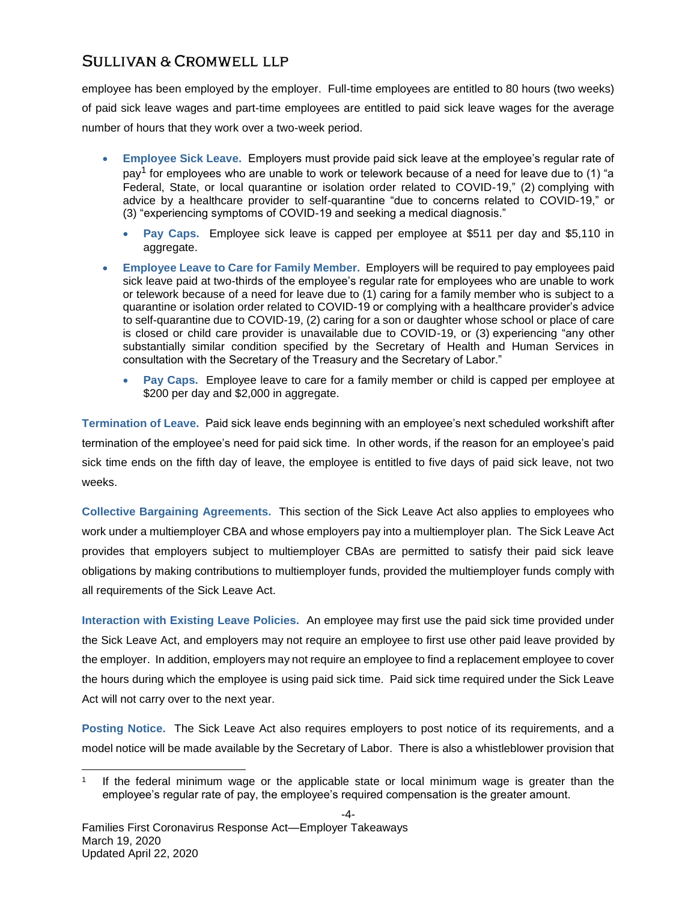employee has been employed by the employer. Full-time employees are entitled to 80 hours (two weeks) of paid sick leave wages and part-time employees are entitled to paid sick leave wages for the average number of hours that they work over a two-week period.

- **Employee Sick Leave.** Employers must provide paid sick leave at the employee's regular rate of pay[1] for employees who are unable to work or telework because of a need for leave due to (1) "a Federal, State, or local quarantine or isolation order related to COVID-19," (2) complying with advice by a healthcare provider to self-quarantine "due to concerns related to COVID-19," or (3) "experiencing symptoms of COVID-19 and seeking a medical diagnosis."
  - **Pay Caps.** Employee sick leave is capped per employee at $511 per day and $5,110 in aggregate.
- **Employee Leave to Care for Family Member.** Employers will be required to pay employees paid sick leave paid at two-thirds of the employee's regular rate for employees who are unable to work or telework because of a need for leave due to (1) caring for a family member who is subject to a quarantine or isolation order related to COVID-19 or complying with a healthcare provider's advice to self-quarantine due to COVID-19, (2) caring for a son or daughter whose school or place of care is closed or child care provider is unavailable due to COVID-19, or (3) experiencing "any other substantially similar condition specified by the Secretary of Health and Human Services in consultation with the Secretary of the Treasury and the Secretary of Labor."
  - **Pay Caps.** Employee leave to care for a family member or child is capped per employee at $200 per day and $2,000 in aggregate.

**Termination of Leave.** Paid sick leave ends beginning with an employee's next scheduled workshift after termination of the employee's need for paid sick time. In other words, if the reason for an employee's paid sick time ends on the fifth day of leave, the employee is entitled to five days of paid sick leave, not two weeks.

**Collective Bargaining Agreements.** This section of the Sick Leave Act also applies to employees who work under a multiemployer CBA and whose employers pay into a multiemployer plan. The Sick Leave Act provides that employers subject to multiemployer CBAs are permitted to satisfy their paid sick leave obligations by making contributions to multiemployer funds, provided the multiemployer funds comply with all requirements of the Sick Leave Act.

**Interaction with Existing Leave Policies.** An employee may first use the paid sick time provided under the Sick Leave Act, and employers may not require an employee to first use other paid leave provided by the employer. In addition, employers may not require an employee to find a replacement employee to cover the hours during which the employee is using paid sick time. Paid sick time required under the Sick Leave Act will not carry over to the next year.

**Posting Notice.** The Sick Leave Act also requires employers to post notice of its requirements, and a model notice will be made available by the Secretary of Labor. There is also a whistleblower provision that

---

[1] If the federal minimum wage or the applicable state or local minimum wage is greater than the employee's regular rate of pay, the employee's required compensation is the greater amount.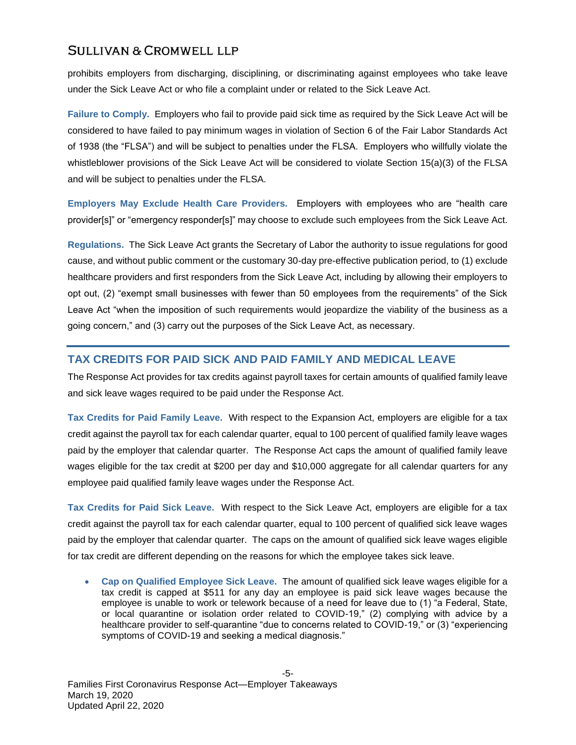prohibits employers from discharging, disciplining, or discriminating against employees who take leave under the Sick Leave Act or who file a complaint under or related to the Sick Leave Act.

**Failure to Comply.** Employers who fail to provide paid sick time as required by the Sick Leave Act will be considered to have failed to pay minimum wages in violation of Section 6 of the Fair Labor Standards Act of 1938 (the "FLSA") and will be subject to penalties under the FLSA. Employers who willfully violate the whistleblower provisions of the Sick Leave Act will be considered to violate Section 15(a)(3) of the FLSA and will be subject to penalties under the FLSA.

**Employers May Exclude Health Care Providers.** Employers with employees who are "health care provider[s]" or "emergency responder[s]" may choose to exclude such employees from the Sick Leave Act.

**Regulations.** The Sick Leave Act grants the Secretary of Labor the authority to issue regulations for good cause, and without public comment or the customary 30-day pre-effective publication period, to (1) exclude healthcare providers and first responders from the Sick Leave Act, including by allowing their employers to opt out, (2) "exempt small businesses with fewer than 50 employees from the requirements" of the Sick Leave Act "when the imposition of such requirements would jeopardize the viability of the business as a going concern," and (3) carry out the purposes of the Sick Leave Act, as necessary.

## TAX CREDITS FOR PAID SICK AND PAID FAMILY AND MEDICAL LEAVE

The Response Act provides for tax credits against payroll taxes for certain amounts of qualified family leave and sick leave wages required to be paid under the Response Act.

**Tax Credits for Paid Family Leave.** With respect to the Expansion Act, employers are eligible for a tax credit against the payroll tax for each calendar quarter, equal to 100 percent of qualified family leave wages paid by the employer that calendar quarter. The Response Act caps the amount of qualified family leave wages eligible for the tax credit at $200 per day and $10,000 aggregate for all calendar quarters for any employee paid qualified family leave wages under the Response Act.

**Tax Credits for Paid Sick Leave.** With respect to the Sick Leave Act, employers are eligible for a tax credit against the payroll tax for each calendar quarter, equal to 100 percent of qualified sick leave wages paid by the employer that calendar quarter. The caps on the amount of qualified sick leave wages eligible for tax credit are different depending on the reasons for which the employee takes sick leave.

- **Cap on Qualified Employee Sick Leave.** The amount of qualified sick leave wages eligible for a tax credit is capped at $511 for any day an employee is paid sick leave wages because the employee is unable to work or telework because of a need for leave due to (1) "a Federal, State, or local quarantine or isolation order related to COVID-19," (2) complying with advice by a healthcare provider to self-quarantine "due to concerns related to COVID-19," or (3) "experiencing symptoms of COVID-19 and seeking a medical diagnosis."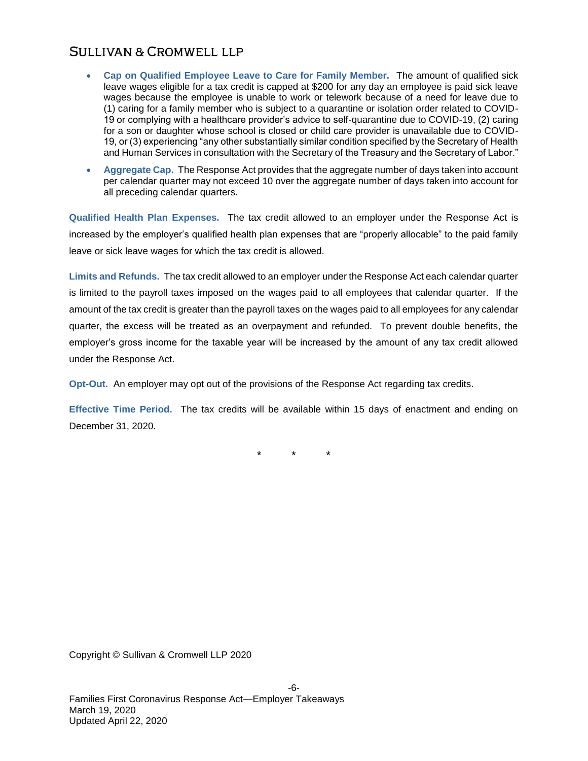- **Cap on Qualified Employee Leave to Care for Family Member.** The amount of qualified sick leave wages eligible for a tax credit is capped at $200 for any day an employee is paid sick leave wages because the employee is unable to work or telework because of a need for leave due to (1) caring for a family member who is subject to a quarantine or isolation order related to COVID-19 or complying with a healthcare provider's advice to self-quarantine due to COVID-19, (2) caring for a son or daughter whose school is closed or child care provider is unavailable due to COVID-19, or (3) experiencing "any other substantially similar condition specified by the Secretary of Health and Human Services in consultation with the Secretary of the Treasury and the Secretary of Labor."
- **Aggregate Cap.** The Response Act provides that the aggregate number of days taken into account per calendar quarter may not exceed 10 over the aggregate number of days taken into account for all preceding calendar quarters.

**Qualified Health Plan Expenses.** The tax credit allowed to an employer under the Response Act is increased by the employer's qualified health plan expenses that are "properly allocable" to the paid family leave or sick leave wages for which the tax credit is allowed.

**Limits and Refunds.** The tax credit allowed to an employer under the Response Act each calendar quarter is limited to the payroll taxes imposed on the wages paid to all employees that calendar quarter. If the amount of the tax credit is greater than the payroll taxes on the wages paid to all employees for any calendar quarter, the excess will be treated as an overpayment and refunded. To prevent double benefits, the employer's gross income for the taxable year will be increased by the amount of any tax credit allowed under the Response Act.

**Opt-Out.** An employer may opt out of the provisions of the Response Act regarding tax credits.

**Effective Time Period.** The tax credits will be available within 15 days of enactment and ending on December 31, 2020.

\* \* \*

Copyright © Sullivan & Cromwell LLP 2020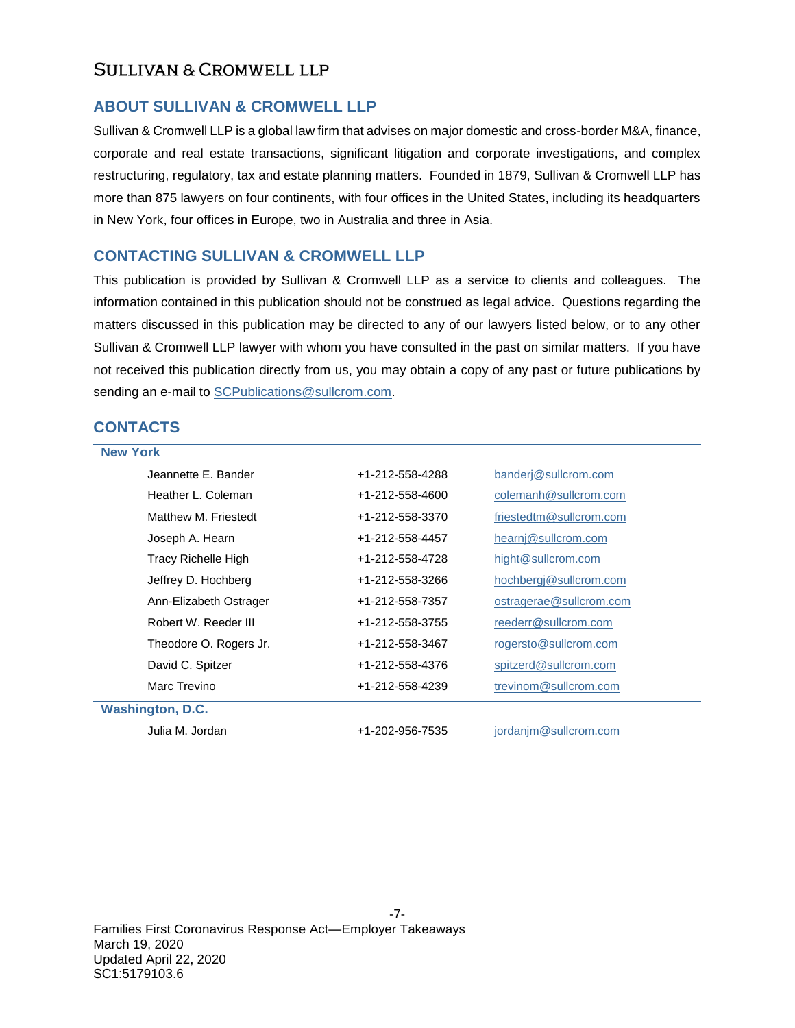SULLIVAN & CROMWELL LLP

## ABOUT SULLIVAN & CROMWELL LLP

Sullivan & Cromwell LLP is a global law firm that advises on major domestic and cross-border M&A, finance, corporate and real estate transactions, significant litigation and corporate investigations, and complex restructuring, regulatory, tax and estate planning matters. Founded in 1879, Sullivan & Cromwell LLP has more than 875 lawyers on four continents, with four offices in the United States, including its headquarters in New York, four offices in Europe, two in Australia and three in Asia.

## CONTACTING SULLIVAN & CROMWELL LLP

This publication is provided by Sullivan & Cromwell LLP as a service to clients and colleagues. The information contained in this publication should not be construed as legal advice. Questions regarding the matters discussed in this publication may be directed to any of our lawyers listed below, or to any other Sullivan & Cromwell LLP lawyer with whom you have consulted in the past on similar matters. If you have not received this publication directly from us, you may obtain a copy of any past or future publications by sending an e-mail to SCPublications@sullcrom.com.

## CONTACTS

| | | |
|---|---|---|
| **New York** | | |
| Jeannette E. Bander | +1-212-558-4288 | banderj@sullcrom.com |
| Heather L. Coleman | +1-212-558-4600 | colemanh@sullcrom.com |
| Matthew M. Friestedt | +1-212-558-3370 | friestedtm@sullcrom.com |
| Joseph A. Hearn | +1-212-558-4457 | hearnj@sullcrom.com |
| Tracy Richelle High | +1-212-558-4728 | hight@sullcrom.com |
| Jeffrey D. Hochberg | +1-212-558-3266 | hochbergj@sullcrom.com |
| Ann-Elizabeth Ostrager | +1-212-558-7357 | ostragerae@sullcrom.com |
| Robert W. Reeder III | +1-212-558-3755 | reederr@sullcrom.com |
| Theodore O. Rogers Jr. | +1-212-558-3467 | rogersto@sullcrom.com |
| David C. Spitzer | +1-212-558-4376 | spitzerd@sullcrom.com |
| Marc Trevino | +1-212-558-4239 | trevinom@sullcrom.com |
| **Washington, D.C.** | | |
| Julia M. Jordan | +1-202-956-7535 | jordanjm@sullcrom.com |

Families First Coronavirus Response Act—Employer Takeaways
March 19, 2020
Updated April 22, 2020
SC1:5179103.6